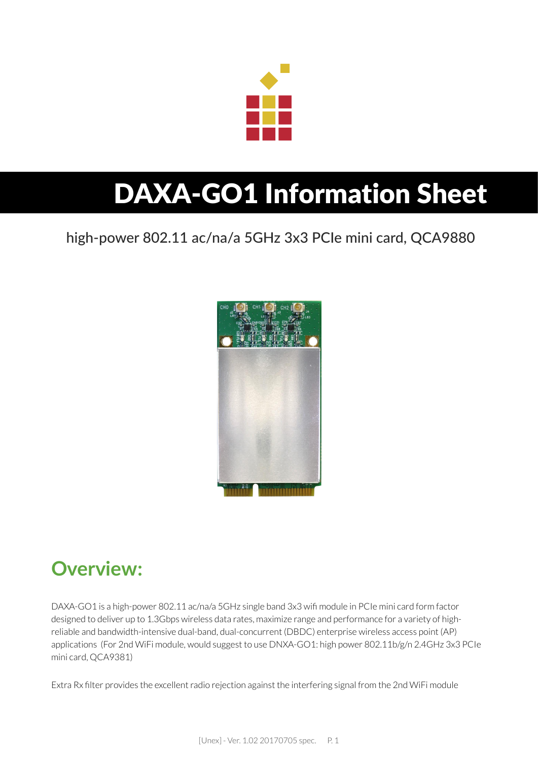# DAXA-GO1 Information Sheet

high-power 802.11 ac/na/a 5GHz 3x3 PCIe mini card, QCA9880

## Overview:

DAXA-GO1 is a high-power 802.11 ac/na/a 5GHz single band 3x3 wifi module in PCIe mini card form factor designed to deliver up to 1.3Gbps wireless data rates, maximize range and performance for a variety of high-reliable and bandwidth-intensive dual-band, dual-concurrent (DBDC) enterprise wireless access point (AP) applications (For 2nd WiFi module, would suggest to use DNXA-GO1: high power 802.11b/g/n 2.4GHz 3x3 PCIe mini card, QCA9381)

Extra Rx filter provides the excellent radio rejection against the interfering signal from the 2nd WiFi module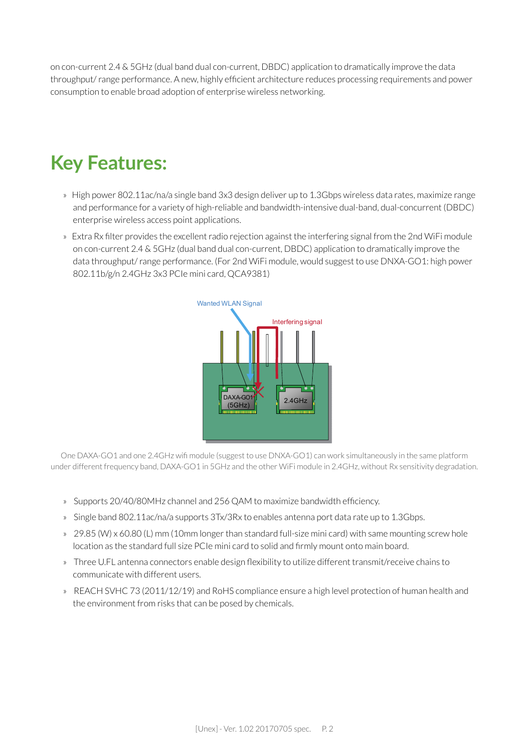on con-current 2.4 & 5GHz (dual band dual con-current, DBDC) application to dramatically improve the data throughput/ range performance. A new, highly efficient architecture reduces processing requirements and power consumption to enable broad adoption of enterprise wireless networking.

# Key Features:

- High power 802.11ac/na/a single band 3x3 design deliver up to 1.3Gbps wireless data rates, maximize range and performance for a variety of high-reliable and bandwidth-intensive dual-band, dual-concurrent (DBDC) enterprise wireless access point applications.
- Extra Rx filter provides the excellent radio rejection against the interfering signal from the 2nd WiFi module on con-current 2.4 & 5GHz (dual band dual con-current, DBDC) application to dramatically improve the data throughput/ range performance. (For 2nd WiFi module, would suggest to use DNXA-GO1: high power 802.11b/g/n 2.4GHz 3x3 PCIe mini card, QCA9381)

One DAXA-GO1 and one 2.4GHz wifi module (suggest to use DNXA-GO1) can work simultaneously in the same platform under different frequency band, DAXA-GO1 in 5GHz and the other WiFi module in 2.4GHz, without Rx sensitivity degradation.

- Supports 20/40/80MHz channel and 256 QAM to maximize bandwidth efficiency.
- Single band 802.11ac/na/a supports 3Tx/3Rx to enables antenna port data rate up to 1.3Gbps.
- 29.85 (W) x 60.80 (L) mm (10mm longer than standard full-size mini card) with same mounting screw hole location as the standard full size PCIe mini card to solid and firmly mount onto main board.
- Three U.FL antenna connectors enable design flexibility to utilize different transmit/receive chains to communicate with different users.
- REACH SVHC 73 (2011/12/19) and RoHS compliance ensure a high level protection of human health and the environment from risks that can be posed by chemicals.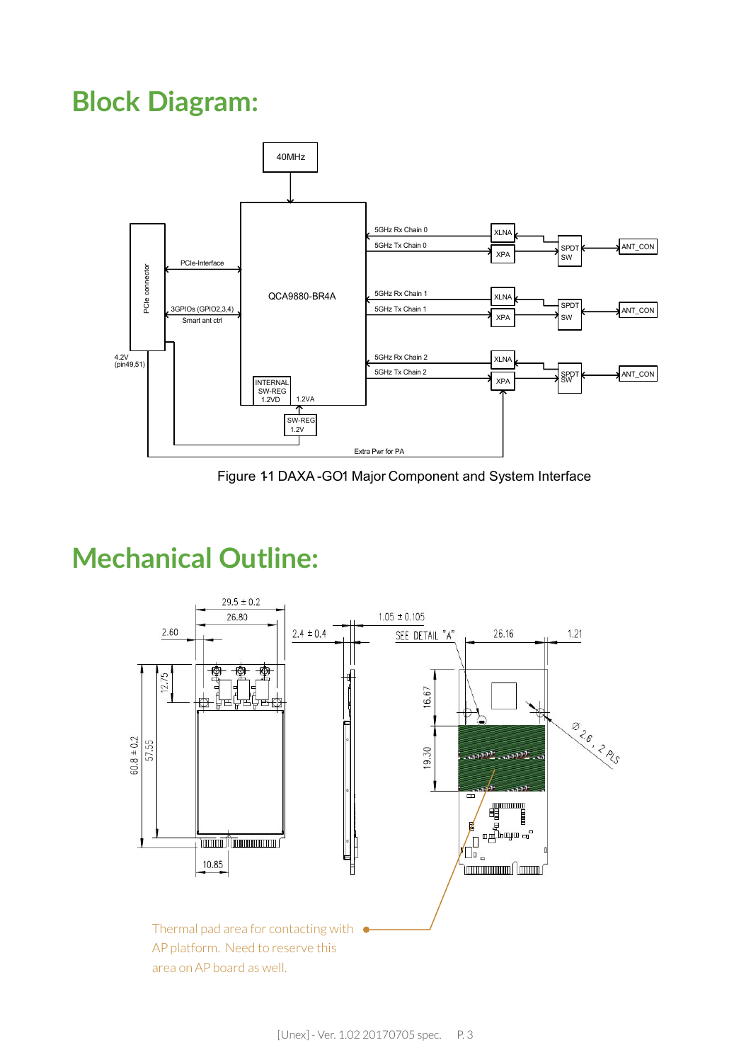# Block Diagram:

Figure 1-1 DAXA-GO1 Major Component and System Interface

# Mechanical Outline:

Thermal pad area for contacting with AP platform. Need to reserve this area on AP board as well.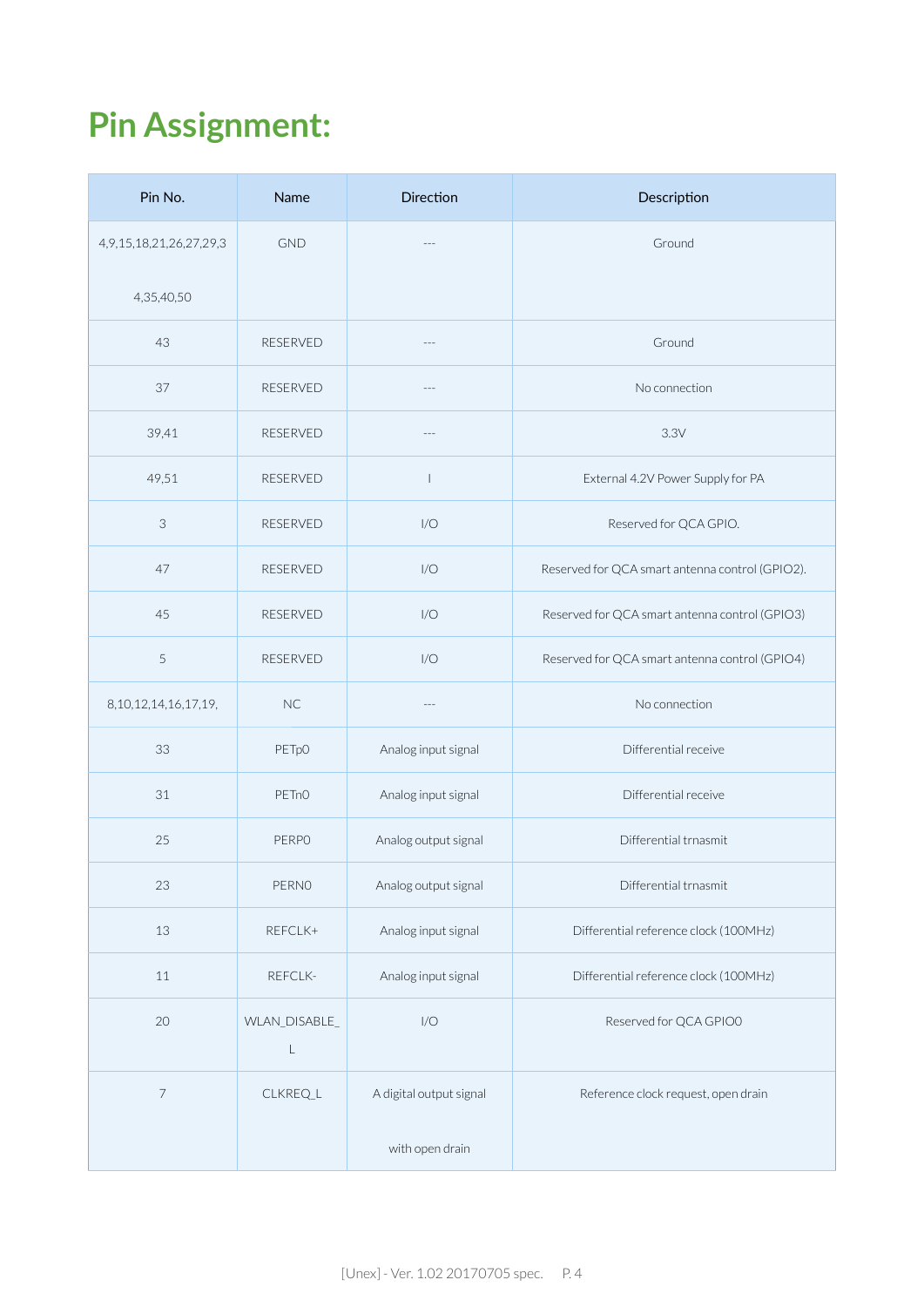# Pin Assignment:

| Pin No. | Name | Direction | Description |
|---|---|---|---|
| 4,9,15,18,21,26,27,29,3 4,35,40,50 | GND | --- | Ground |
| 43 | RESERVED | --- | Ground |
| 37 | RESERVED | --- | No connection |
| 39,41 | RESERVED | --- | 3.3V |
| 49,51 | RESERVED | I | External 4.2V Power Supply for PA |
| 3 | RESERVED | I/O | Reserved for QCA GPIO. |
| 47 | RESERVED | I/O | Reserved for QCA smart antenna control (GPIO2). |
| 45 | RESERVED | I/O | Reserved for QCA smart antenna control (GPIO3) |
| 5 | RESERVED | I/O | Reserved for QCA smart antenna control (GPIO4) |
| 8,10,12,14,16,17,19, | NC | --- | No connection |
| 33 | PETp0 | Analog input signal | Differential receive |
| 31 | PETn0 | Analog input signal | Differential receive |
| 25 | PERP0 | Analog output signal | Differential trnasmit |
| 23 | PERN0 | Analog output signal | Differential trnasmit |
| 13 | REFCLK+ | Analog input signal | Differential reference clock (100MHz) |
| 11 | REFCLK- | Analog input signal | Differential reference clock (100MHz) |
| 20 | WLAN_DISABLE_ L | I/O | Reserved for QCA GPIO0 |
| 7 | CLKREQ_L | A digital output signal with open drain | Reference clock request, open drain |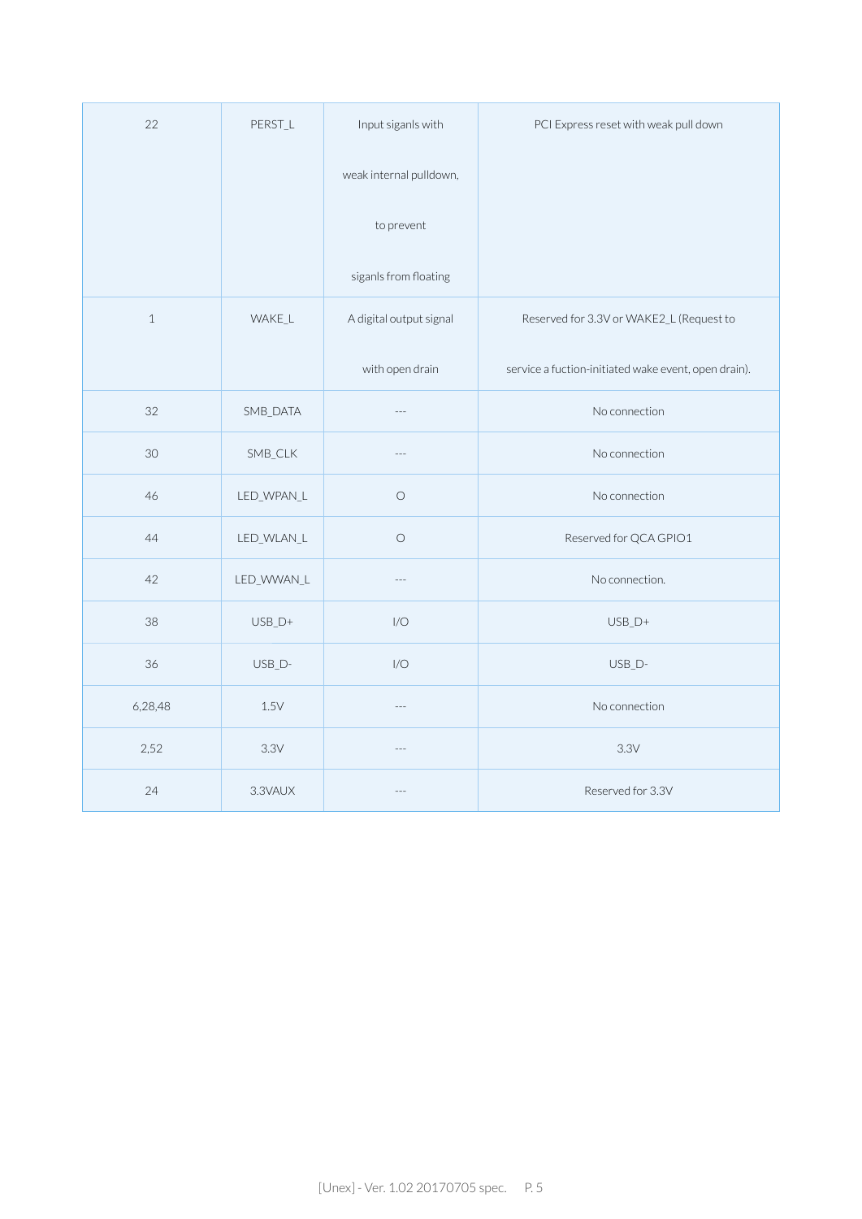| 22 | PERST_L | Input siganls with weak internal pulldown, to prevent siganls from floating | PCI Express reset with weak pull down |
|---|---|---|---|
| 1 | WAKE_L | A digital output signal with open drain | Reserved for 3.3V or WAKE2_L (Request to service a fuction-initiated wake event, open drain). |
| 32 | SMB_DATA | --- | No connection |
| 30 | SMB_CLK | --- | No connection |
| 46 | LED_WPAN_L | O | No connection |
| 44 | LED_WLAN_L | O | Reserved for QCA GPIO1 |
| 42 | LED_WWAN_L | --- | No connection. |
| 38 | USB_D+ | I/O | USB_D+ |
| 36 | USB_D- | I/O | USB_D- |
| 6,28,48 | 1.5V | --- | No connection |
| 2,52 | 3.3V | --- | 3.3V |
| 24 | 3.3VAUX | --- | Reserved for 3.3V |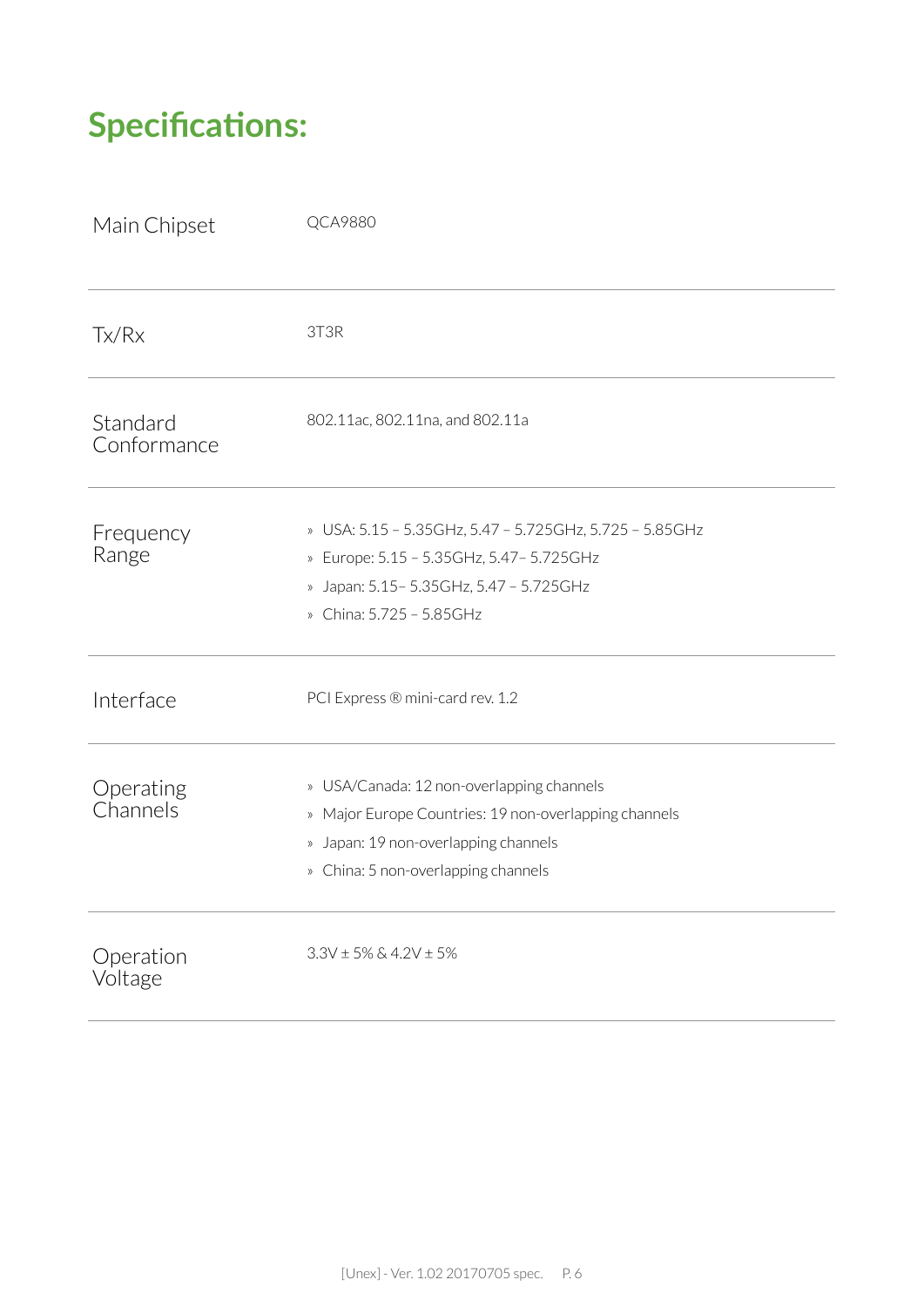# Specifications:

| | |
|---|---|
| Main Chipset | QCA9880 |
| Tx/Rx | 3T3R |
| Standard Conformance | 802.11ac, 802.11na, and 802.11a |
| Frequency Range | » USA: 5.15 – 5.35GHz, 5.47 – 5.725GHz, 5.725 – 5.85GHz<br>» Europe: 5.15 – 5.35GHz, 5.47– 5.725GHz<br>» Japan: 5.15– 5.35GHz, 5.47 – 5.725GHz<br>» China: 5.725 – 5.85GHz |
| Interface | PCI Express ® mini-card rev. 1.2 |
| Operating Channels | » USA/Canada: 12 non-overlapping channels<br>» Major Europe Countries: 19 non-overlapping channels<br>» Japan: 19 non-overlapping channels<br>» China: 5 non-overlapping channels |
| Operation Voltage | 3.3V ± 5% & 4.2V ± 5% |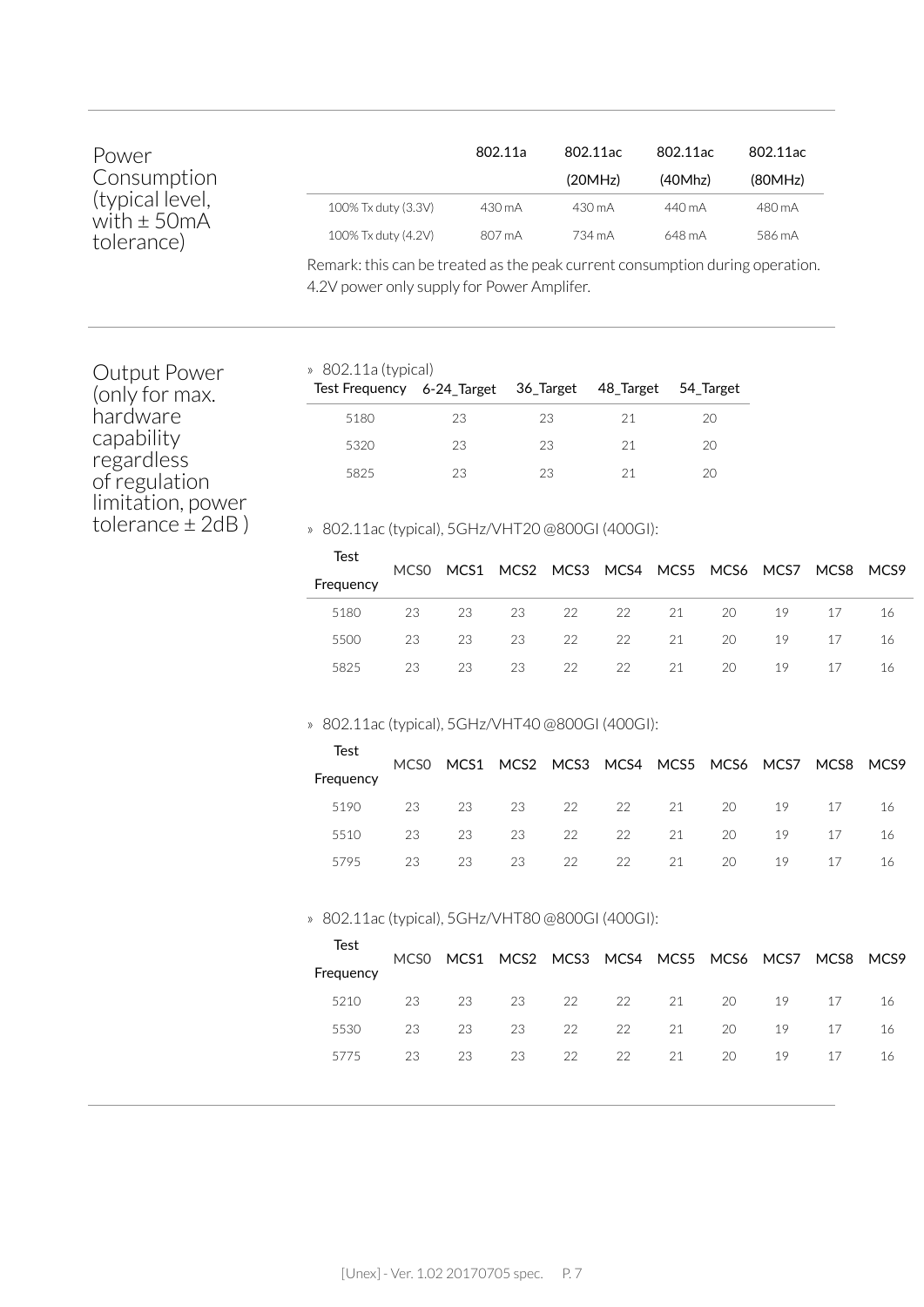## Power Consumption (typical level, with ± 50mA tolerance)

| | 802.11a | 802.11ac (20MHz) | 802.11ac (40Mhz) | 802.11ac (80MHz) |
|---|---|---|---|---|
| 100% Tx duty (3.3V) | 430 mA | 430 mA | 440 mA | 480 mA |
| 100% Tx duty (4.2V) | 807 mA | 734 mA | 648 mA | 586 mA |

Remark: this can be treated as the peak current consumption during operation. 4.2V power only supply for Power Amplifer.

## Output Power (only for max. hardware capability regardless of regulation limitation, power tolerance ± 2dB )

» 802.11a (typical)

| Test Frequency | 6-24_Target | 36_Target | 48_Target | 54_Target |
|---|---|---|---|---|
| 5180 | 23 | 23 | 21 | 20 |
| 5320 | 23 | 23 | 21 | 20 |
| 5825 | 23 | 23 | 21 | 20 |

» 802.11ac (typical), 5GHz/VHT20 @800GI (400GI):

| Test Frequency | MCS0 | MCS1 | MCS2 | MCS3 | MCS4 | MCS5 | MCS6 | MCS7 | MCS8 | MCS9 |
|---|---|---|---|---|---|---|---|---|---|---|
| 5180 | 23 | 23 | 23 | 22 | 22 | 21 | 20 | 19 | 17 | 16 |
| 5500 | 23 | 23 | 23 | 22 | 22 | 21 | 20 | 19 | 17 | 16 |
| 5825 | 23 | 23 | 23 | 22 | 22 | 21 | 20 | 19 | 17 | 16 |

» 802.11ac (typical), 5GHz/VHT40 @800GI (400GI):

| Test Frequency | MCS0 | MCS1 | MCS2 | MCS3 | MCS4 | MCS5 | MCS6 | MCS7 | MCS8 | MCS9 |
|---|---|---|---|---|---|---|---|---|---|---|
| 5190 | 23 | 23 | 23 | 22 | 22 | 21 | 20 | 19 | 17 | 16 |
| 5510 | 23 | 23 | 23 | 22 | 22 | 21 | 20 | 19 | 17 | 16 |
| 5795 | 23 | 23 | 23 | 22 | 22 | 21 | 20 | 19 | 17 | 16 |

» 802.11ac (typical), 5GHz/VHT80 @800GI (400GI):

| Test Frequency | MCS0 | MCS1 | MCS2 | MCS3 | MCS4 | MCS5 | MCS6 | MCS7 | MCS8 | MCS9 |
|---|---|---|---|---|---|---|---|---|---|---|
| 5210 | 23 | 23 | 23 | 22 | 22 | 21 | 20 | 19 | 17 | 16 |
| 5530 | 23 | 23 | 23 | 22 | 22 | 21 | 20 | 19 | 17 | 16 |
| 5775 | 23 | 23 | 23 | 22 | 22 | 21 | 20 | 19 | 17 | 16 |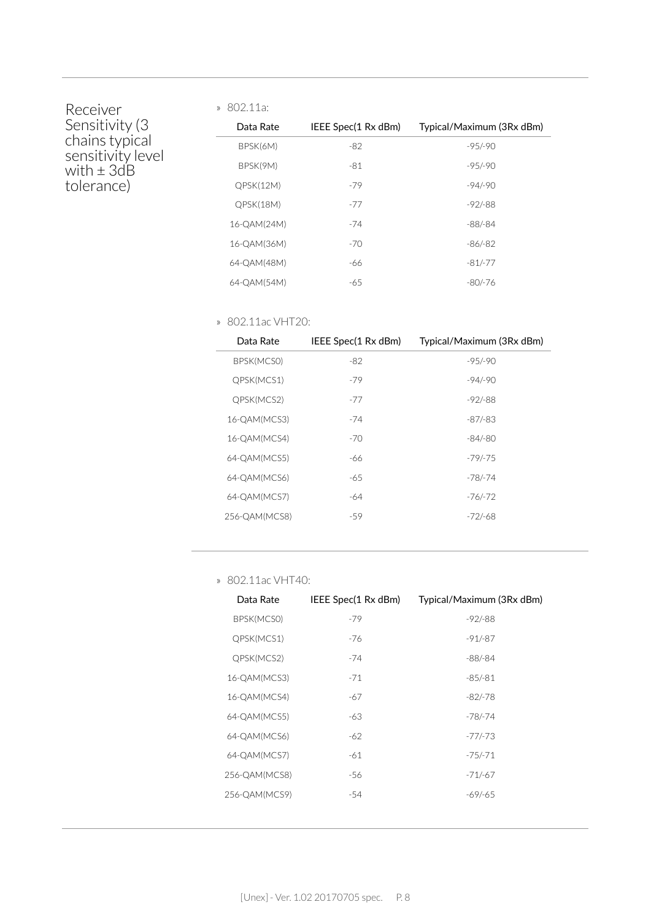**Receiver Sensitivity (3 chains typical sensitivity level with ± 3dB tolerance)**

» 802.11a:

| Data Rate | IEEE Spec(1 Rx dBm) | Typical/Maximum (3Rx dBm) |
|---|---|---|
| BPSK(6M) | -82 | -95/-90 |
| BPSK(9M) | -81 | -95/-90 |
| QPSK(12M) | -79 | -94/-90 |
| QPSK(18M) | -77 | -92/-88 |
| 16-QAM(24M) | -74 | -88/-84 |
| 16-QAM(36M) | -70 | -86/-82 |
| 64-QAM(48M) | -66 | -81/-77 |
| 64-QAM(54M) | -65 | -80/-76 |

» 802.11ac VHT20:

| Data Rate | IEEE Spec(1 Rx dBm) | Typical/Maximum (3Rx dBm) |
|---|---|---|
| BPSK(MCS0) | -82 | -95/-90 |
| QPSK(MCS1) | -79 | -94/-90 |
| QPSK(MCS2) | -77 | -92/-88 |
| 16-QAM(MCS3) | -74 | -87/-83 |
| 16-QAM(MCS4) | -70 | -84/-80 |
| 64-QAM(MCS5) | -66 | -79/-75 |
| 64-QAM(MCS6) | -65 | -78/-74 |
| 64-QAM(MCS7) | -64 | -76/-72 |
| 256-QAM(MCS8) | -59 | -72/-68 |

» 802.11ac VHT40:

| Data Rate | IEEE Spec(1 Rx dBm) | Typical/Maximum (3Rx dBm) |
|---|---|---|
| BPSK(MCS0) | -79 | -92/-88 |
| QPSK(MCS1) | -76 | -91/-87 |
| QPSK(MCS2) | -74 | -88/-84 |
| 16-QAM(MCS3) | -71 | -85/-81 |
| 16-QAM(MCS4) | -67 | -82/-78 |
| 64-QAM(MCS5) | -63 | -78/-74 |
| 64-QAM(MCS6) | -62 | -77/-73 |
| 64-QAM(MCS7) | -61 | -75/-71 |
| 256-QAM(MCS8) | -56 | -71/-67 |
| 256-QAM(MCS9) | -54 | -69/-65 |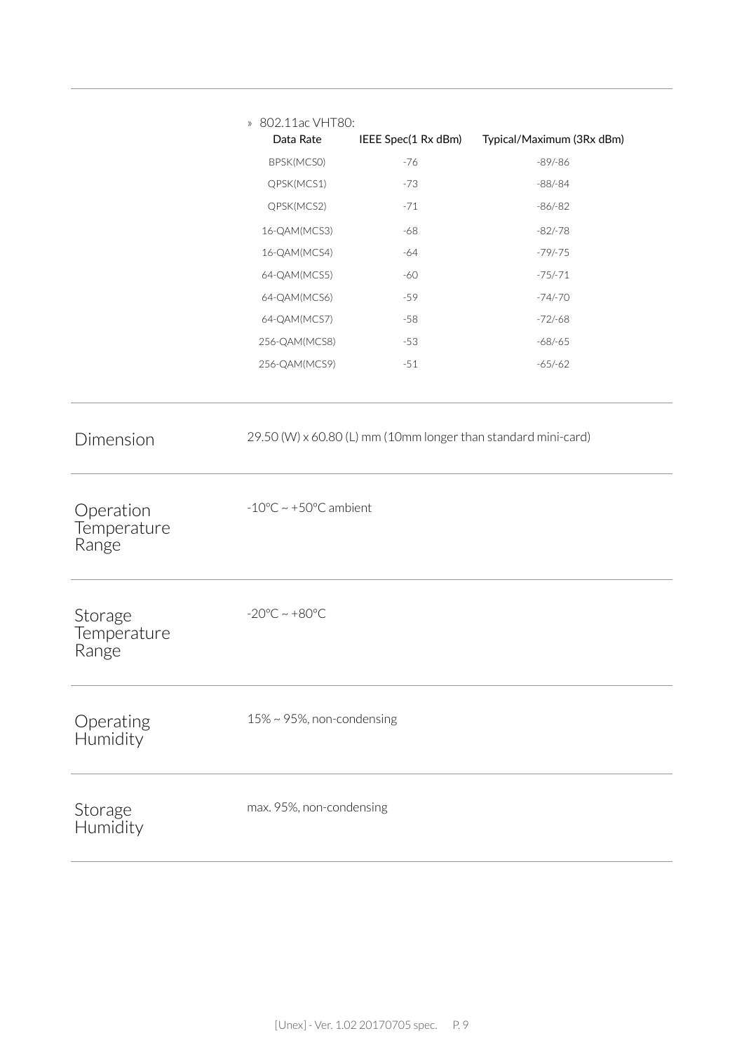» 802.11ac VHT80:

| Data Rate | IEEE Spec(1 Rx dBm) | Typical/Maximum (3Rx dBm) |
|---|---|---|
| BPSK(MCS0) | -76 | -89/-86 |
| QPSK(MCS1) | -73 | -88/-84 |
| QPSK(MCS2) | -71 | -86/-82 |
| 16-QAM(MCS3) | -68 | -82/-78 |
| 16-QAM(MCS4) | -64 | -79/-75 |
| 64-QAM(MCS5) | -60 | -75/-71 |
| 64-QAM(MCS6) | -59 | -74/-70 |
| 64-QAM(MCS7) | -58 | -72/-68 |
| 256-QAM(MCS8) | -53 | -68/-65 |
| 256-QAM(MCS9) | -51 | -65/-62 |

## Dimension

29.50 (W) x 60.80 (L) mm (10mm longer than standard mini-card)

## Operation Temperature Range

-10°C ~ +50°C ambient

## Storage Temperature Range

-20°C ~ +80°C

## Operating Humidity

15% ~ 95%, non-condensing

## Storage Humidity

max. 95%, non-condensing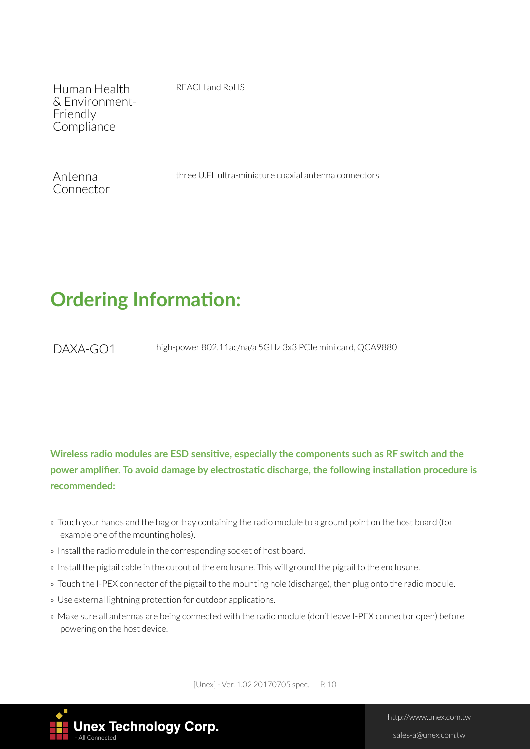| | |
|---|---|
| Human Health & Environment-Friendly Compliance | REACH and RoHS |
| Antenna Connector | three U.FL ultra-miniature coaxial antenna connectors |

## Ordering Information:

| | |
|---|---|
| DAXA-GO1 | high-power 802.11ac/na/a 5GHz 3x3 PCIe mini card, QCA9880 |

**Wireless radio modules are ESD sensitive, especially the components such as RF switch and the power amplifier. To avoid damage by electrostatic discharge, the following installation procedure is recommended:**

- Touch your hands and the bag or tray containing the radio module to a ground point on the host board (for example one of the mounting holes).
- Install the radio module in the corresponding socket of host board.
- Install the pigtail cable in the cutout of the enclosure. This will ground the pigtail to the enclosure.
- Touch the I-PEX connector of the pigtail to the mounting hole (discharge), then plug onto the radio module.
- Use external lightning protection for outdoor applications.
- Make sure all antennas are being connected with the radio module (don't leave I-PEX connector open) before powering on the host device.